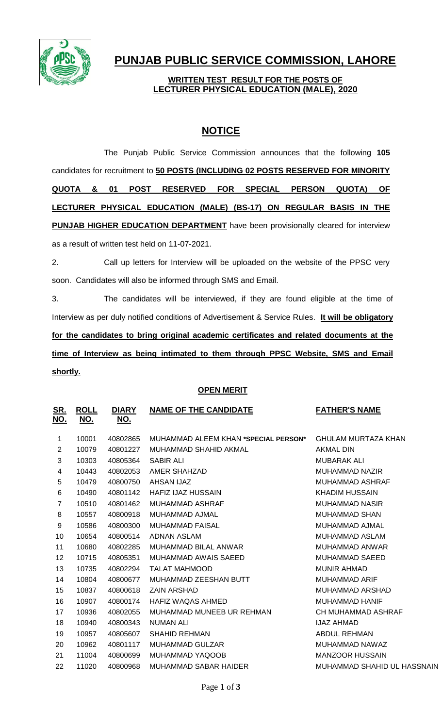# PUNJAB PUBLIC SERVICE COMMISSION, LAHORE

**WRITTEN TEST RESULT FOR THE POSTS OF LECTURER PHYSICAL EDUCATION (MALE), 2020**

## NOTICE

The Punjab Public Service Commission announces that the following **105** candidates for recruitment to **50 POSTS (INCLUDING 02 POSTS RESERVED FOR MINORITY QUOTA & 01 POST RESERVED FOR SPECIAL PERSON QUOTA) OF LECTURER PHYSICAL EDUCATION (MALE) (BS-17) ON REGULAR BASIS IN THE PUNJAB HIGHER EDUCATION DEPARTMENT** have been provisionally cleared for interview as a result of written test held on 11-07-2021.

2. Call up letters for Interview will be uploaded on the website of the PPSC very soon. Candidates will also be informed through SMS and Email.

3. The candidates will be interviewed, if they are found eligible at the time of Interview as per duly notified conditions of Advertisement & Service Rules. **It will be obligatory for the candidates to bring original academic certificates and related documents at the time of Interview as being intimated to them through PPSC Website, SMS and Email shortly.**

**OPEN MERIT**

| SR. NO. | ROLL NO. | DIARY NO. | NAME OF THE CANDIDATE | FATHER'S NAME |
|---|---|---|---|---|
| 1 | 10001 | 40802865 | MUHAMMAD ALEEM KHAN **\*SPECIAL PERSON\*** | GHULAM MURTAZA KHAN |
| 2 | 10079 | 40801227 | MUHAMMAD SHAHID AKMAL | AKMAL DIN |
| 3 | 10303 | 40805364 | SABIR ALI | MUBARAK ALI |
| 4 | 10443 | 40802053 | AMER SHAHZAD | MUHAMMAD NAZIR |
| 5 | 10479 | 40800750 | AHSAN IJAZ | MUHAMMAD ASHRAF |
| 6 | 10490 | 40801142 | HAFIZ IJAZ HUSSAIN | KHADIM HUSSAIN |
| 7 | 10510 | 40801462 | MUHAMMAD ASHRAF | MUHAMMAD NASIR |
| 8 | 10557 | 40800918 | MUHAMMAD AJMAL | MUHAMMAD SHAN |
| 9 | 10586 | 40800300 | MUHAMMAD FAISAL | MUHAMMAD AJMAL |
| 10 | 10654 | 40800514 | ADNAN ASLAM | MUHAMMAD ASLAM |
| 11 | 10680 | 40802285 | MUHAMMAD BILAL ANWAR | MUHAMMAD ANWAR |
| 12 | 10715 | 40805351 | MUHAMMAD AWAIS SAEED | MUHAMMAD SAEED |
| 13 | 10735 | 40802294 | TALAT MAHMOOD | MUNIR AHMAD |
| 14 | 10804 | 40800677 | MUHAMMAD ZEESHAN BUTT | MUHAMMAD ARIF |
| 15 | 10837 | 40800618 | ZAIN ARSHAD | MUHAMMAD ARSHAD |
| 16 | 10907 | 40800174 | HAFIZ WAQAS AHMED | MUHAMMAD HANIF |
| 17 | 10936 | 40802055 | MUHAMMAD MUNEEB UR REHMAN | CH MUHAMMAD ASHRAF |
| 18 | 10940 | 40800343 | NUMAN ALI | IJAZ AHMAD |
| 19 | 10957 | 40805607 | SHAHID REHMAN | ABDUL REHMAN |
| 20 | 10962 | 40801117 | MUHAMMAD GULZAR | MUHAMMAD NAWAZ |
| 21 | 11004 | 40800699 | MUHAMMAD YAQOOB | MANZOOR HUSSAIN |
| 22 | 11020 | 40800968 | MUHAMMAD SABAR HAIDER | MUHAMMAD SHAHID UL HASSNAIN |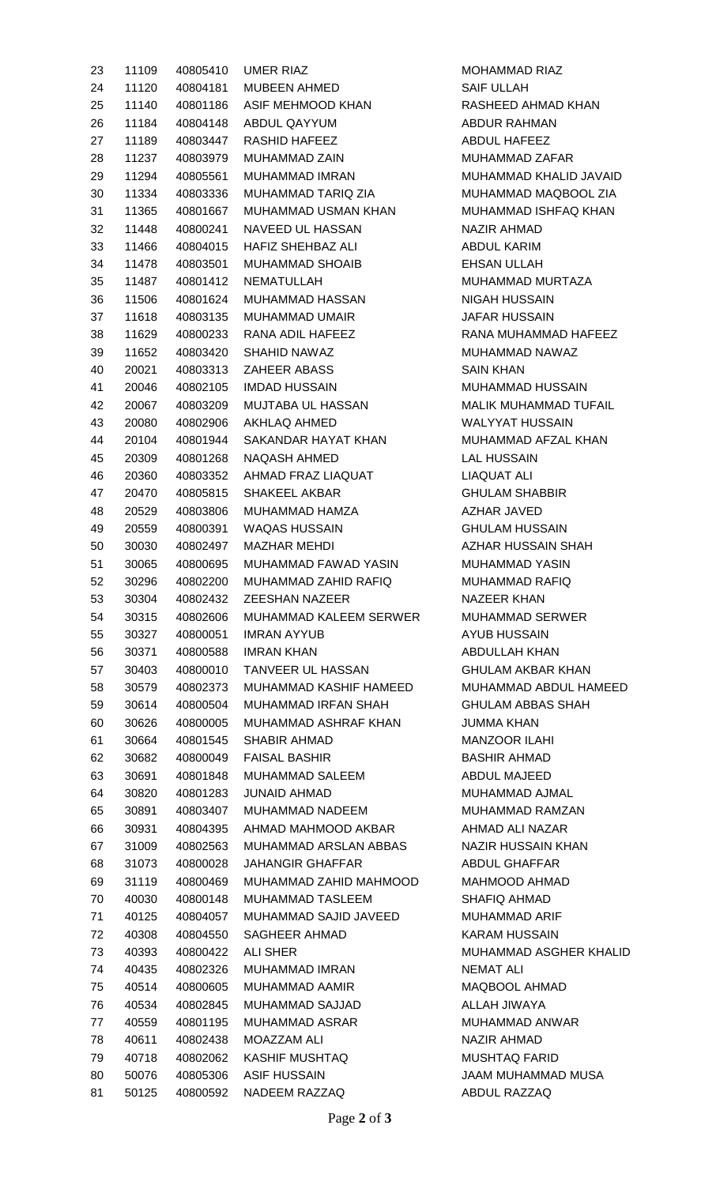| | | | | |
|---|---|---|---|---|
| 23 | 11109 | 40805410 | UMER RIAZ | MOHAMMAD RIAZ |
| 24 | 11120 | 40804181 | MUBEEN AHMED | SAIF ULLAH |
| 25 | 11140 | 40801186 | ASIF MEHMOOD KHAN | RASHEED AHMAD KHAN |
| 26 | 11184 | 40804148 | ABDUL QAYYUM | ABDUR RAHMAN |
| 27 | 11189 | 40803447 | RASHID HAFEEZ | ABDUL HAFEEZ |
| 28 | 11237 | 40803979 | MUHAMMAD ZAIN | MUHAMMAD ZAFAR |
| 29 | 11294 | 40805561 | MUHAMMAD IMRAN | MUHAMMAD KHALID JAVAID |
| 30 | 11334 | 40803336 | MUHAMMAD TARIQ ZIA | MUHAMMAD MAQBOOL ZIA |
| 31 | 11365 | 40801667 | MUHAMMAD USMAN KHAN | MUHAMMAD ISHFAQ KHAN |
| 32 | 11448 | 40800241 | NAVEED UL HASSAN | NAZIR AHMAD |
| 33 | 11466 | 40804015 | HAFIZ SHEHBAZ ALI | ABDUL KARIM |
| 34 | 11478 | 40803501 | MUHAMMAD SHOAIB | EHSAN ULLAH |
| 35 | 11487 | 40801412 | NEMATULLAH | MUHAMMAD MURTAZA |
| 36 | 11506 | 40801624 | MUHAMMAD HASSAN | NIGAH HUSSAIN |
| 37 | 11618 | 40803135 | MUHAMMAD UMAIR | JAFAR HUSSAIN |
| 38 | 11629 | 40800233 | RANA ADIL HAFEEZ | RANA MUHAMMAD HAFEEZ |
| 39 | 11652 | 40803420 | SHAHID NAWAZ | MUHAMMAD NAWAZ |
| 40 | 20021 | 40803313 | ZAHEER ABASS | SAIN KHAN |
| 41 | 20046 | 40802105 | IMDAD HUSSAIN | MUHAMMAD HUSSAIN |
| 42 | 20067 | 40803209 | MUJTABA UL HASSAN | MALIK MUHAMMAD TUFAIL |
| 43 | 20080 | 40802906 | AKHLAQ AHMED | WALYYAT HUSSAIN |
| 44 | 20104 | 40801944 | SAKANDAR HAYAT KHAN | MUHAMMAD AFZAL KHAN |
| 45 | 20309 | 40801268 | NAQASH AHMED | LAL HUSSAIN |
| 46 | 20360 | 40803352 | AHMAD FRAZ LIAQUAT | LIAQUAT ALI |
| 47 | 20470 | 40805815 | SHAKEEL AKBAR | GHULAM SHABBIR |
| 48 | 20529 | 40803806 | MUHAMMAD HAMZA | AZHAR JAVED |
| 49 | 20559 | 40800391 | WAQAS HUSSAIN | GHULAM HUSSAIN |
| 50 | 30030 | 40802497 | MAZHAR MEHDI | AZHAR HUSSAIN SHAH |
| 51 | 30065 | 40800695 | MUHAMMAD FAWAD YASIN | MUHAMMAD YASIN |
| 52 | 30296 | 40802200 | MUHAMMAD ZAHID RAFIQ | MUHAMMAD RAFIQ |
| 53 | 30304 | 40802432 | ZEESHAN NAZEER | NAZEER KHAN |
| 54 | 30315 | 40802606 | MUHAMMAD KALEEM SERWER | MUHAMMAD SERWER |
| 55 | 30327 | 40800051 | IMRAN AYYUB | AYUB HUSSAIN |
| 56 | 30371 | 40800588 | IMRAN KHAN | ABDULLAH KHAN |
| 57 | 30403 | 40800010 | TANVEER UL HASSAN | GHULAM AKBAR KHAN |
| 58 | 30579 | 40802373 | MUHAMMAD KASHIF HAMEED | MUHAMMAD ABDUL HAMEED |
| 59 | 30614 | 40800504 | MUHAMMAD IRFAN SHAH | GHULAM ABBAS SHAH |
| 60 | 30626 | 40800005 | MUHAMMAD ASHRAF KHAN | JUMMA KHAN |
| 61 | 30664 | 40801545 | SHABIR AHMAD | MANZOOR ILAHI |
| 62 | 30682 | 40800049 | FAISAL BASHIR | BASHIR AHMAD |
| 63 | 30691 | 40801848 | MUHAMMAD SALEEM | ABDUL MAJEED |
| 64 | 30820 | 40801283 | JUNAID AHMAD | MUHAMMAD AJMAL |
| 65 | 30891 | 40803407 | MUHAMMAD NADEEM | MUHAMMAD RAMZAN |
| 66 | 30931 | 40804395 | AHMAD MAHMOOD AKBAR | AHMAD ALI NAZAR |
| 67 | 31009 | 40802563 | MUHAMMAD ARSLAN ABBAS | NAZIR HUSSAIN KHAN |
| 68 | 31073 | 40800028 | JAHANGIR GHAFFAR | ABDUL GHAFFAR |
| 69 | 31119 | 40800469 | MUHAMMAD ZAHID MAHMOOD | MAHMOOD AHMAD |
| 70 | 40030 | 40800148 | MUHAMMAD TASLEEM | SHAFIQ AHMAD |
| 71 | 40125 | 40804057 | MUHAMMAD SAJID JAVEED | MUHAMMAD ARIF |
| 72 | 40308 | 40804550 | SAGHEER AHMAD | KARAM HUSSAIN |
| 73 | 40393 | 40800422 | ALI SHER | MUHAMMAD ASGHER KHALID |
| 74 | 40435 | 40802326 | MUHAMMAD IMRAN | NEMAT ALI |
| 75 | 40514 | 40800605 | MUHAMMAD AAMIR | MAQBOOL AHMAD |
| 76 | 40534 | 40802845 | MUHAMMAD SAJJAD | ALLAH JIWAYA |
| 77 | 40559 | 40801195 | MUHAMMAD ASRAR | MUHAMMAD ANWAR |
| 78 | 40611 | 40802438 | MOAZZAM ALI | NAZIR AHMAD |
| 79 | 40718 | 40802062 | KASHIF MUSHTAQ | MUSHTAQ FARID |
| 80 | 50076 | 40805306 | ASIF HUSSAIN | JAAM MUHAMMAD MUSA |
| 81 | 50125 | 40800592 | NADEEM RAZZAQ | ABDUL RAZZAQ |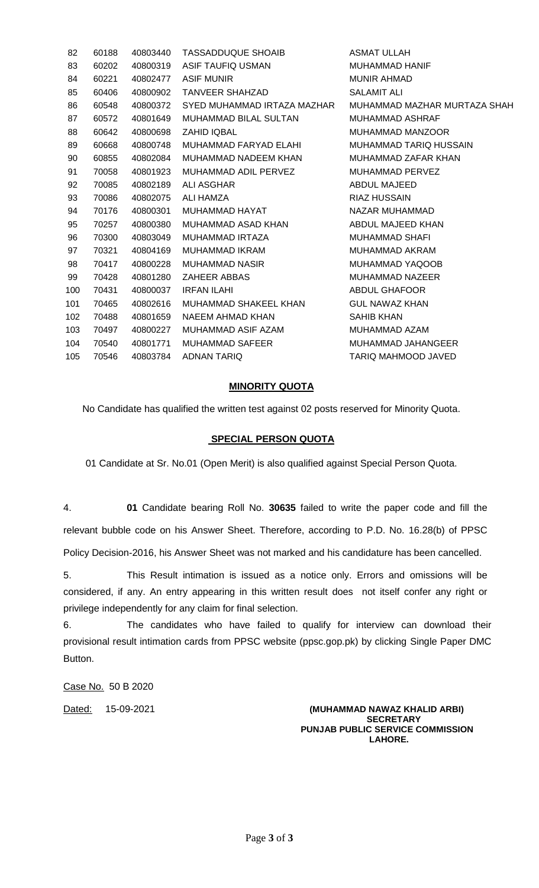| | | | | |
|---|---|---|---|---|
| 82 | 60188 | 40803440 | TASSADDUQUE SHOAIB | ASMAT ULLAH |
| 83 | 60202 | 40800319 | ASIF TAUFIQ USMAN | MUHAMMAD HANIF |
| 84 | 60221 | 40802477 | ASIF MUNIR | MUNIR AHMAD |
| 85 | 60406 | 40800902 | TANVEER SHAHZAD | SALAMIT ALI |
| 86 | 60548 | 40800372 | SYED MUHAMMAD IRTAZA MAZHAR | MUHAMMAD MAZHAR MURTAZA SHAH |
| 87 | 60572 | 40801649 | MUHAMMAD BILAL SULTAN | MUHAMMAD ASHRAF |
| 88 | 60642 | 40800698 | ZAHID IQBAL | MUHAMMAD MANZOOR |
| 89 | 60668 | 40800748 | MUHAMMAD FARYAD ELAHI | MUHAMMAD TARIQ HUSSAIN |
| 90 | 60855 | 40802084 | MUHAMMAD NADEEM KHAN | MUHAMMAD ZAFAR KHAN |
| 91 | 70058 | 40801923 | MUHAMMAD ADIL PERVEZ | MUHAMMAD PERVEZ |
| 92 | 70085 | 40802189 | ALI ASGHAR | ABDUL MAJEED |
| 93 | 70086 | 40802075 | ALI HAMZA | RIAZ HUSSAIN |
| 94 | 70176 | 40800301 | MUHAMMAD HAYAT | NAZAR MUHAMMAD |
| 95 | 70257 | 40800380 | MUHAMMAD ASAD KHAN | ABDUL MAJEED KHAN |
| 96 | 70300 | 40803049 | MUHAMMAD IRTAZA | MUHAMMAD SHAFI |
| 97 | 70321 | 40804169 | MUHAMMAD IKRAM | MUHAMMAD AKRAM |
| 98 | 70417 | 40800228 | MUHAMMAD NASIR | MUHAMMAD YAQOOB |
| 99 | 70428 | 40801280 | ZAHEER ABBAS | MUHAMMAD NAZEER |
| 100 | 70431 | 40800037 | IRFAN ILAHI | ABDUL GHAFOOR |
| 101 | 70465 | 40802616 | MUHAMMAD SHAKEEL KHAN | GUL NAWAZ KHAN |
| 102 | 70488 | 40801659 | NAEEM AHMAD KHAN | SAHIB KHAN |
| 103 | 70497 | 40800227 | MUHAMMAD ASIF AZAM | MUHAMMAD AZAM |
| 104 | 70540 | 40801771 | MUHAMMAD SAFEER | MUHAMMAD JAHANGEER |
| 105 | 70546 | 40803784 | ADNAN TARIQ | TARIQ MAHMOOD JAVED |

**MINORITY QUOTA**

No Candidate has qualified the written test against 02 posts reserved for Minority Quota.

**SPECIAL PERSON QUOTA**

01 Candidate at Sr. No.01 (Open Merit) is also qualified against Special Person Quota.

4. **01** Candidate bearing Roll No. **30635** failed to write the paper code and fill the relevant bubble code on his Answer Sheet. Therefore, according to P.D. No. 16.28(b) of PPSC Policy Decision-2016, his Answer Sheet was not marked and his candidature has been cancelled.

5. This Result intimation is issued as a notice only. Errors and omissions will be considered, if any. An entry appearing in this written result does not itself confer any right or privilege independently for any claim for final selection.

6. The candidates who have failed to qualify for interview can download their provisional result intimation cards from PPSC website (ppsc.gop.pk) by clicking Single Paper DMC Button.

Case No. 50 B 2020

Dated: 15-09-2021

**(MUHAMMAD NAWAZ KHALID ARBI)**
**SECRETARY**
**PUNJAB PUBLIC SERVICE COMMISSION**
**LAHORE.**